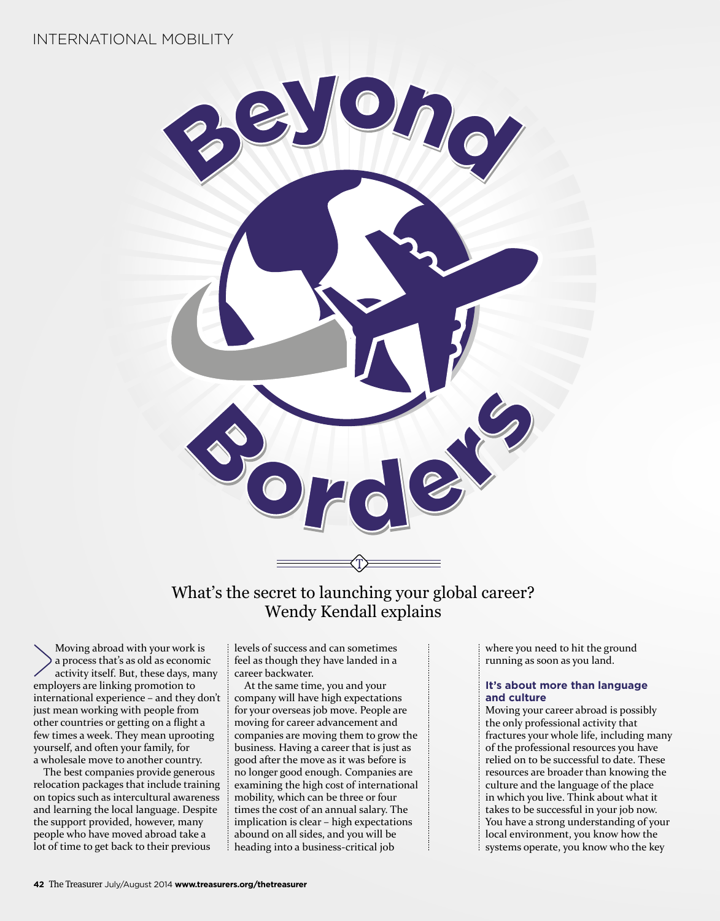# Beyond Borders

What's the secret to launching your global career? Wendy Kendall explains

Moving abroad with your work is a process that's as old as economic activity itself. But, these days, many employers are linking promotion to international experience – and they don't just mean working with people from other countries or getting on a flight a few times a week. They mean uprooting yourself, and often your family, for a wholesale move to another country.

The best companies provide generous relocation packages that include training on topics such as intercultural awareness and learning the local language. Despite the support provided, however, many people who have moved abroad take a lot of time to get back to their previous levels of success and can sometimes feel as though they have landed in a career backwater.

At the same time, you and your company will have high expectations for your overseas job move. People are moving for career advancement and companies are moving them to grow the business. Having a career that is just as good after the move as it was before is no longer good enough. Companies are examining the high cost of international mobility, which can be three or four times the cost of an annual salary. The implication is clear – high expectations abound on all sides, and you will be heading into a business-critical job where you need to hit the ground running as soon as you land.

### It's about more than language and culture

Moving your career abroad is possibly the only professional activity that fractures your whole life, including many of the professional resources you have relied on to be successful to date. These resources are broader than knowing the culture and the language of the place in which you live. Think about what it takes to be successful in your job now. You have a strong understanding of your local environment, you know how the systems operate, you know who the key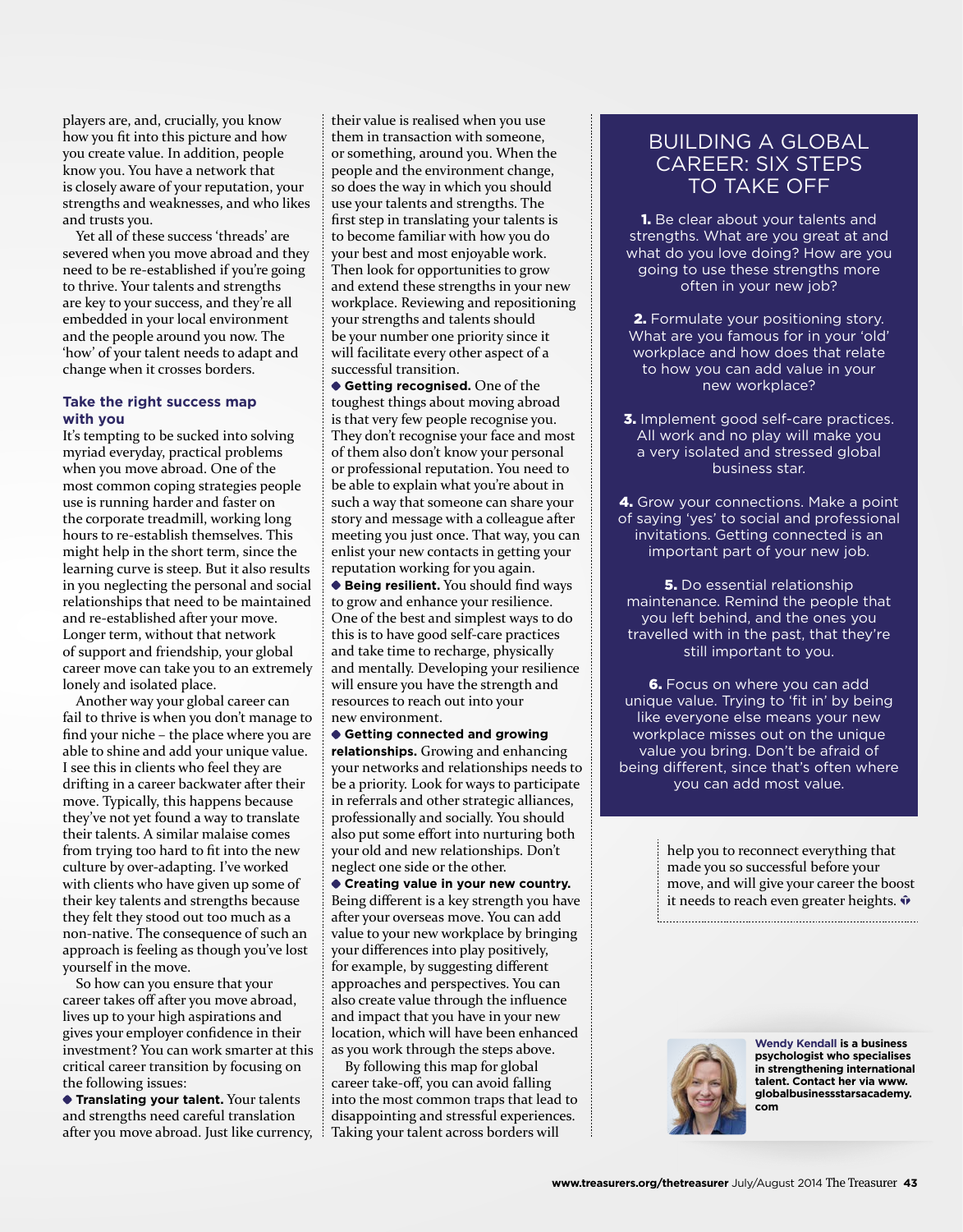players are, and, crucially, you know how you fit into this picture and how you create value. In addition, people know you. You have a network that is closely aware of your reputation, your strengths and weaknesses, and who likes and trusts you.

Yet all of these success 'threads' are severed when you move abroad and they need to be re-established if you're going to thrive. Your talents and strengths are key to your success, and they're all embedded in your local environment and the people around you now. The 'how' of your talent needs to adapt and change when it crosses borders.

### Take the right success map with you

It's tempting to be sucked into solving myriad everyday, practical problems when you move abroad. One of the most common coping strategies people use is running harder and faster on the corporate treadmill, working long hours to re-establish themselves. This might help in the short term, since the learning curve is steep. But it also results in you neglecting the personal and social relationships that need to be maintained and re-established after your move. Longer term, without that network of support and friendship, your global career move can take you to an extremely lonely and isolated place.

Another way your global career can fail to thrive is when you don't manage to find your niche – the place where you are able to shine and add your unique value. I see this in clients who feel they are drifting in a career backwater after their move. Typically, this happens because they've not yet found a way to translate their talents. A similar malaise comes from trying too hard to fit into the new culture by over-adapting. I've worked with clients who have given up some of their key talents and strengths because they felt they stood out too much as a non-native. The consequence of such an approach is feeling as though you've lost yourself in the move.

So how can you ensure that your career takes off after you move abroad, lives up to your high aspirations and gives your employer confidence in their investment? You can work smarter at this critical career transition by focusing on the following issues:

◆ **Translating your talent.** Your talents and strengths need careful translation after you move abroad. Just like currency, their value is realised when you use them in transaction with someone, or something, around you. When the people and the environment change, so does the way in which you should use your talents and strengths. The first step in translating your talents is to become familiar with how you do your best and most enjoyable work. Then look for opportunities to grow and extend these strengths in your new workplace. Reviewing and repositioning your strengths and talents should be your number one priority since it will facilitate every other aspect of a successful transition.

◆ **Getting recognised.** One of the toughest things about moving abroad is that very few people recognise you. They don't recognise your face and most of them also don't know your personal or professional reputation. You need to be able to explain what you're about in such a way that someone can share your story and message with a colleague after meeting you just once. That way, you can enlist your new contacts in getting your reputation working for you again.

◆ **Being resilient.** You should find ways to grow and enhance your resilience. One of the best and simplest ways to do this is to have good self-care practices and take time to recharge, physically and mentally. Developing your resilience will ensure you have the strength and resources to reach out into your new environment.

◆ **Getting connected and growing relationships.** Growing and enhancing your networks and relationships needs to be a priority. Look for ways to participate in referrals and other strategic alliances, professionally and socially. You should also put some effort into nurturing both your old and new relationships. Don't neglect one side or the other.

◆ **Creating value in your new country.** Being different is a key strength you have after your overseas move. You can add value to your new workplace by bringing your differences into play positively, for example, by suggesting different approaches and perspectives. You can also create value through the influence and impact that you have in your new location, which will have been enhanced as you work through the steps above.

By following this map for global career take-off, you can avoid falling into the most common traps that lead to disappointing and stressful experiences. Taking your talent across borders will help you to reconnect everything that made you so successful before your move, and will give your career the boost it needs to reach even greater heights.

## BUILDING A GLOBAL CAREER: SIX STEPS TO TAKE OFF

**1.** Be clear about your talents and strengths. What are you great at and what do you love doing? How are you going to use these strengths more often in your new job?

**2.** Formulate your positioning story. What are you famous for in your 'old' workplace and how does that relate to how you can add value in your new workplace?

**3.** Implement good self-care practices. All work and no play will make you a very isolated and stressed global business star.

**4.** Grow your connections. Make a point of saying 'yes' to social and professional invitations. Getting connected is an important part of your new job.

**5.** Do essential relationship maintenance. Remind the people that you left behind, and the ones you travelled with in the past, that they're still important to you.

**6.** Focus on where you can add unique value. Trying to 'fit in' by being like everyone else means your new workplace misses out on the unique value you bring. Don't be afraid of being different, since that's often where you can add most value.

**Wendy Kendall is a business psychologist who specialises in strengthening international talent. Contact her via www.globalbusinessstarsacademy.com**